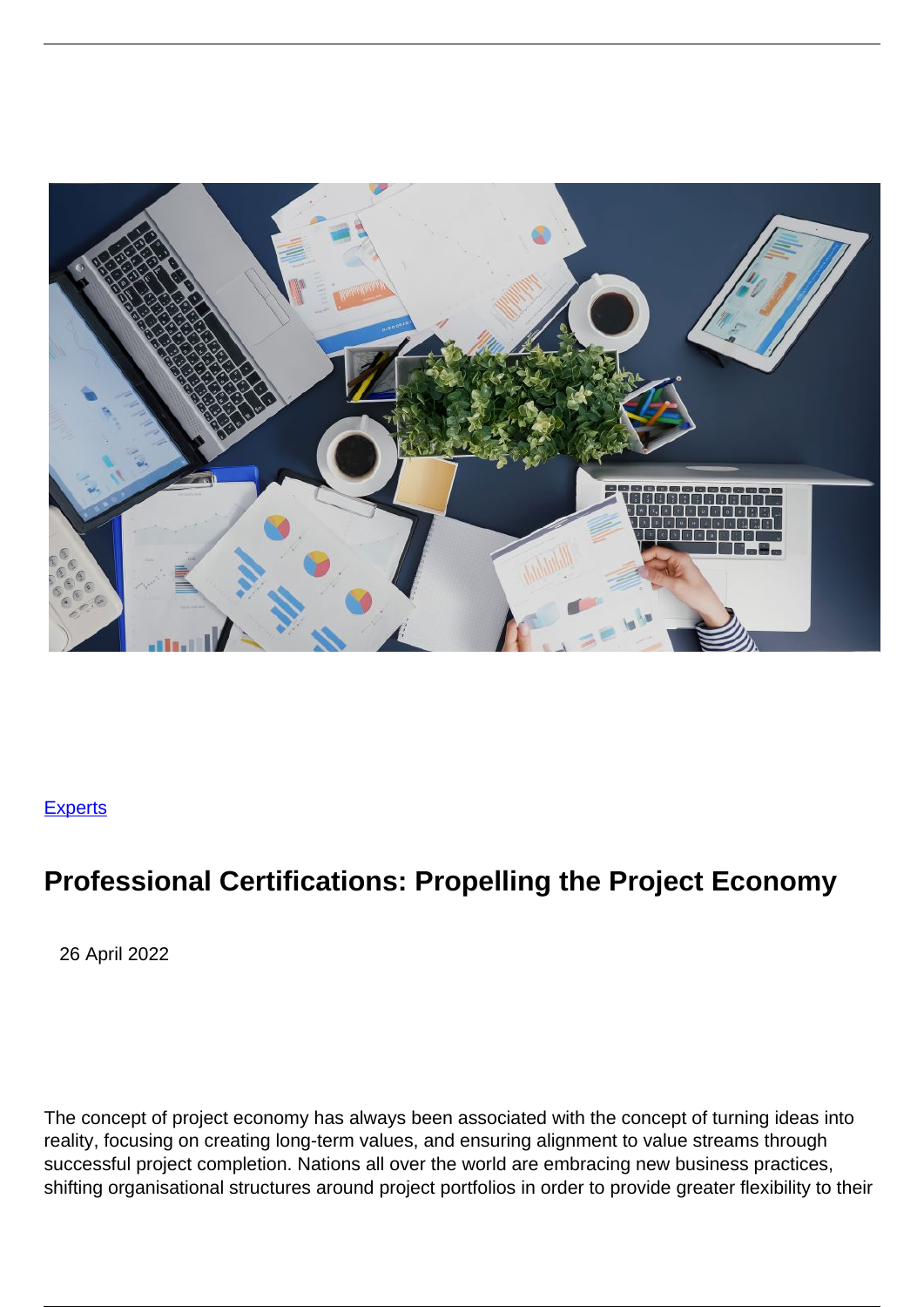[Experts](#)

# Professional Certifications: Propelling the Project Economy

26 April 2022

The concept of project economy has always been associated with the concept of turning ideas into reality, focusing on creating long-term values, and ensuring alignment to value streams through successful project completion. Nations all over the world are embracing new business practices, shifting organisational structures around project portfolios in order to provide greater flexibility to their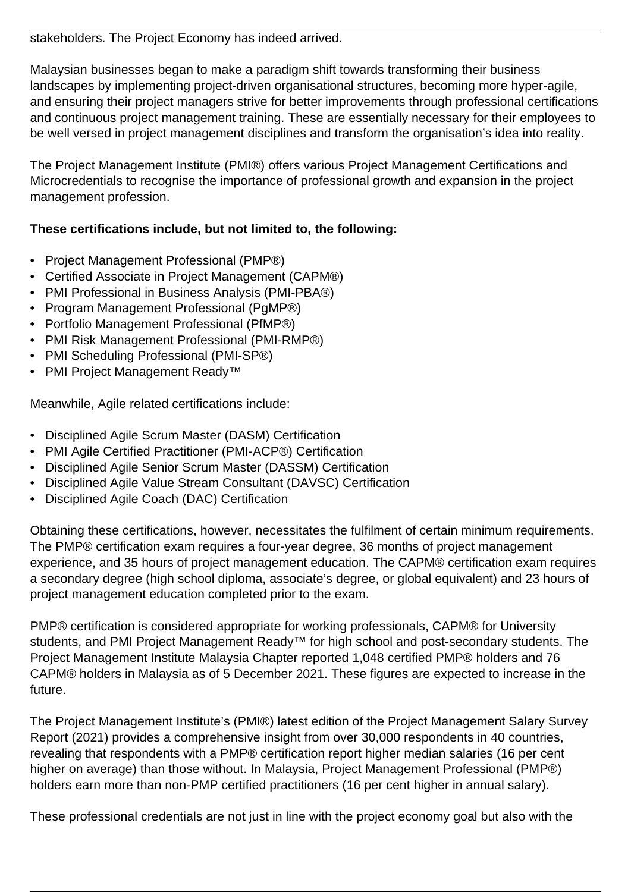stakeholders. The Project Economy has indeed arrived.

Malaysian businesses began to make a paradigm shift towards transforming their business landscapes by implementing project-driven organisational structures, becoming more hyper-agile, and ensuring their project managers strive for better improvements through professional certifications and continuous project management training. These are essentially necessary for their employees to be well versed in project management disciplines and transform the organisation's idea into reality.

The Project Management Institute (PMI®) offers various Project Management Certifications and Microcredentials to recognise the importance of professional growth and expansion in the project management profession.

**These certifications include, but not limited to, the following:**

- Project Management Professional (PMP®)
- Certified Associate in Project Management (CAPM®)
- PMI Professional in Business Analysis (PMI-PBA®)
- Program Management Professional (PgMP®)
- Portfolio Management Professional (PfMP®)
- PMI Risk Management Professional (PMI-RMP®)
- PMI Scheduling Professional (PMI-SP®)
- PMI Project Management Ready™

Meanwhile, Agile related certifications include:

- Disciplined Agile Scrum Master (DASM) Certification
- PMI Agile Certified Practitioner (PMI-ACP®) Certification
- Disciplined Agile Senior Scrum Master (DASSM) Certification
- Disciplined Agile Value Stream Consultant (DAVSC) Certification
- Disciplined Agile Coach (DAC) Certification

Obtaining these certifications, however, necessitates the fulfilment of certain minimum requirements. The PMP® certification exam requires a four-year degree, 36 months of project management experience, and 35 hours of project management education. The CAPM® certification exam requires a secondary degree (high school diploma, associate's degree, or global equivalent) and 23 hours of project management education completed prior to the exam.

PMP® certification is considered appropriate for working professionals, CAPM® for University students, and PMI Project Management Ready™ for high school and post-secondary students. The Project Management Institute Malaysia Chapter reported 1,048 certified PMP® holders and 76 CAPM® holders in Malaysia as of 5 December 2021. These figures are expected to increase in the future.

The Project Management Institute's (PMI®) latest edition of the Project Management Salary Survey Report (2021) provides a comprehensive insight from over 30,000 respondents in 40 countries, revealing that respondents with a PMP® certification report higher median salaries (16 per cent higher on average) than those without. In Malaysia, Project Management Professional (PMP®) holders earn more than non-PMP certified practitioners (16 per cent higher in annual salary).

These professional credentials are not just in line with the project economy goal but also with the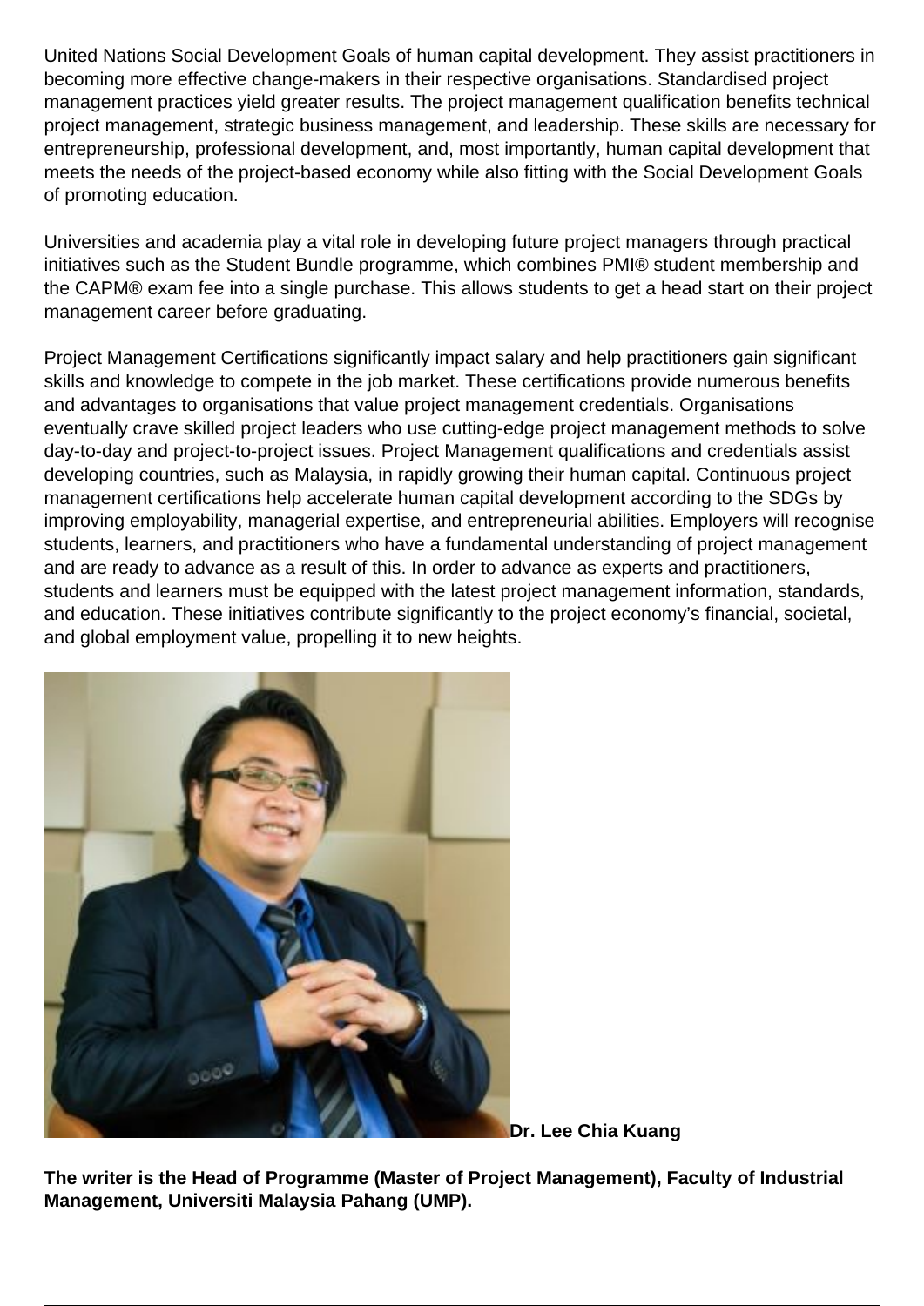United Nations Social Development Goals of human capital development. They assist practitioners in becoming more effective change-makers in their respective organisations. Standardised project management practices yield greater results. The project management qualification benefits technical project management, strategic business management, and leadership. These skills are necessary for entrepreneurship, professional development, and, most importantly, human capital development that meets the needs of the project-based economy while also fitting with the Social Development Goals of promoting education.

Universities and academia play a vital role in developing future project managers through practical initiatives such as the Student Bundle programme, which combines PMI® student membership and the CAPM® exam fee into a single purchase. This allows students to get a head start on their project management career before graduating.

Project Management Certifications significantly impact salary and help practitioners gain significant skills and knowledge to compete in the job market. These certifications provide numerous benefits and advantages to organisations that value project management credentials. Organisations eventually crave skilled project leaders who use cutting-edge project management methods to solve day-to-day and project-to-project issues. Project Management qualifications and credentials assist developing countries, such as Malaysia, in rapidly growing their human capital. Continuous project management certifications help accelerate human capital development according to the SDGs by improving employability, managerial expertise, and entrepreneurial abilities. Employers will recognise students, learners, and practitioners who have a fundamental understanding of project management and are ready to advance as a result of this. In order to advance as experts and practitioners, students and learners must be equipped with the latest project management information, standards, and education. These initiatives contribute significantly to the project economy's financial, societal, and global employment value, propelling it to new heights.

**Dr. Lee Chia Kuang**

**The writer is the Head of Programme (Master of Project Management), Faculty of Industrial Management, Universiti Malaysia Pahang (UMP).**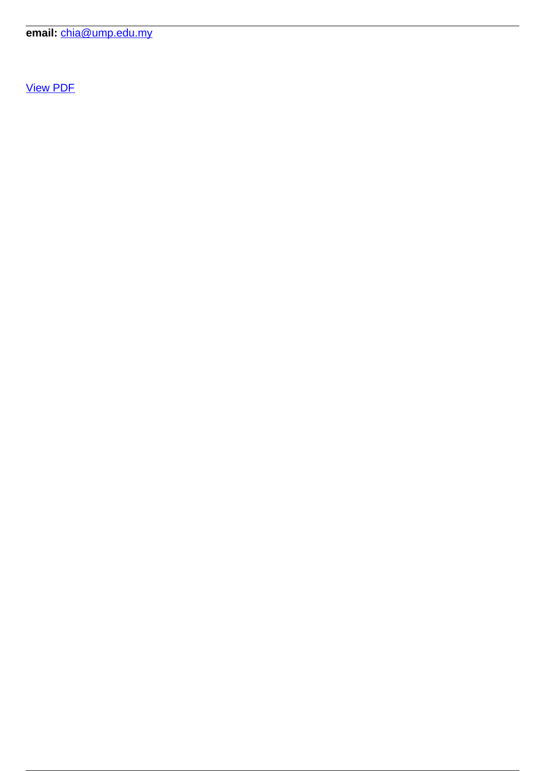**email:** chia@ump.edu.my

View PDF